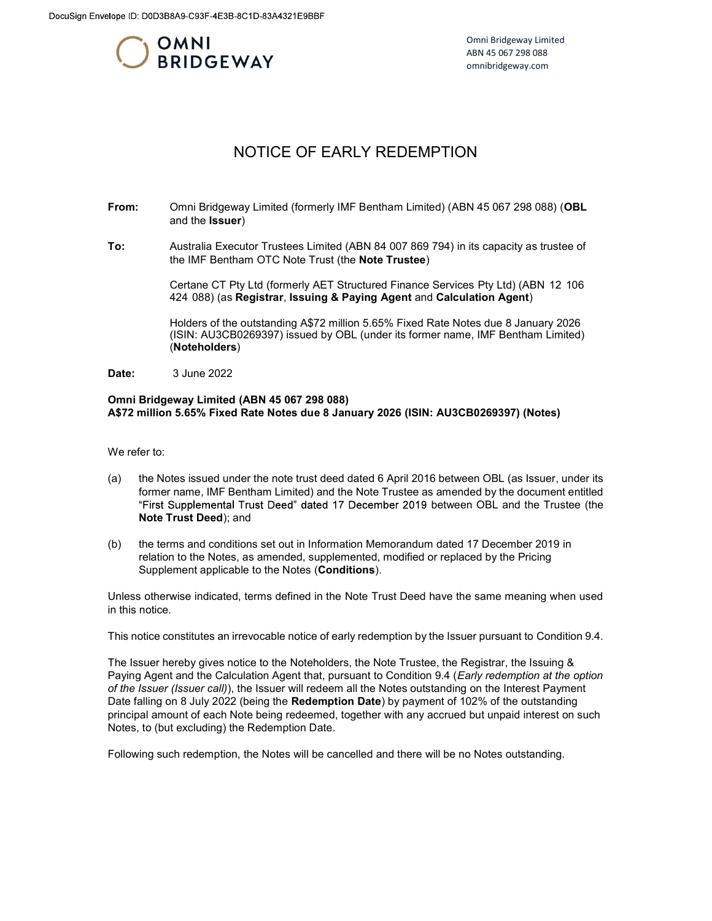DocuSign Envelope ID: D0D3B8A9-C93F-4E3B-8C1D-83A4321E9BBF

**OMNI BRIDGEWAY**

Omni Bridgeway Limited
ABN 45 067 298 088
omnibridgeway.com

# NOTICE OF EARLY REDEMPTION

**From:** Omni Bridgeway Limited (formerly IMF Bentham Limited) (ABN 45 067 298 088) (**OBL** and the **Issuer**)

**To:** Australia Executor Trustees Limited (ABN 84 007 869 794) in its capacity as trustee of the IMF Bentham OTC Note Trust (the **Note Trustee**)

Certane CT Pty Ltd (formerly AET Structured Finance Services Pty Ltd) (ABN 12 106 424 088) (as **Registrar**, **Issuing & Paying Agent** and **Calculation Agent**)

Holders of the outstanding A$72 million 5.65% Fixed Rate Notes due 8 January 2026 (ISIN: AU3CB0269397) issued by OBL (under its former name, IMF Bentham Limited) (**Noteholders**)

**Date:** 3 June 2022

**Omni Bridgeway Limited (ABN 45 067 298 088)**
**A$72 million 5.65% Fixed Rate Notes due 8 January 2026 (ISIN: AU3CB0269397) (Notes)**

We refer to:

(a) the Notes issued under the note trust deed dated 6 April 2016 between OBL (as Issuer, under its former name, IMF Bentham Limited) and the Note Trustee as amended by the document entitled "First Supplemental Trust Deed" dated 17 December 2019 between OBL and the Trustee (the **Note Trust Deed**); and

(b) the terms and conditions set out in Information Memorandum dated 17 December 2019 in relation to the Notes, as amended, supplemented, modified or replaced by the Pricing Supplement applicable to the Notes (**Conditions**).

Unless otherwise indicated, terms defined in the Note Trust Deed have the same meaning when used in this notice.

This notice constitutes an irrevocable notice of early redemption by the Issuer pursuant to Condition 9.4.

The Issuer hereby gives notice to the Noteholders, the Note Trustee, the Registrar, the Issuing & Paying Agent and the Calculation Agent that, pursuant to Condition 9.4 (*Early redemption at the option of the Issuer (Issuer call)*), the Issuer will redeem all the Notes outstanding on the Interest Payment Date falling on 8 July 2022 (being the **Redemption Date**) by payment of 102% of the outstanding principal amount of each Note being redeemed, together with any accrued but unpaid interest on such Notes, to (but excluding) the Redemption Date.

Following such redemption, the Notes will be cancelled and there will be no Notes outstanding.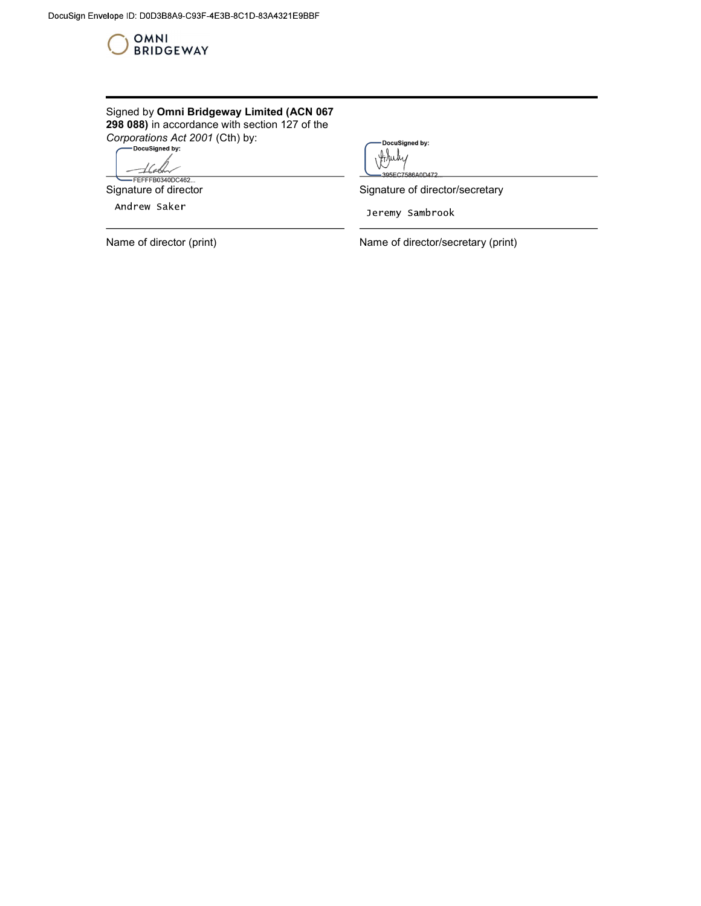DocuSign Envelope ID: D0D3B8A9-C93F-4E3B-8C1D-83A4321E9BBF

OMNI BRIDGEWAY

---

Signed by **Omni Bridgeway Limited (ACN 067 298 088)** in accordance with section 127 of the *Corporations Act 2001* (Cth) by:

| | |
|---|---|
| DocuSigned by: FEFFFB0340DC462... | DocuSigned by: 395EC7586A0D472... |
| Signature of director | Signature of director/secretary |
| Andrew Saker | Jeremy Sambrook |
| Name of director (print) | Name of director/secretary (print) |